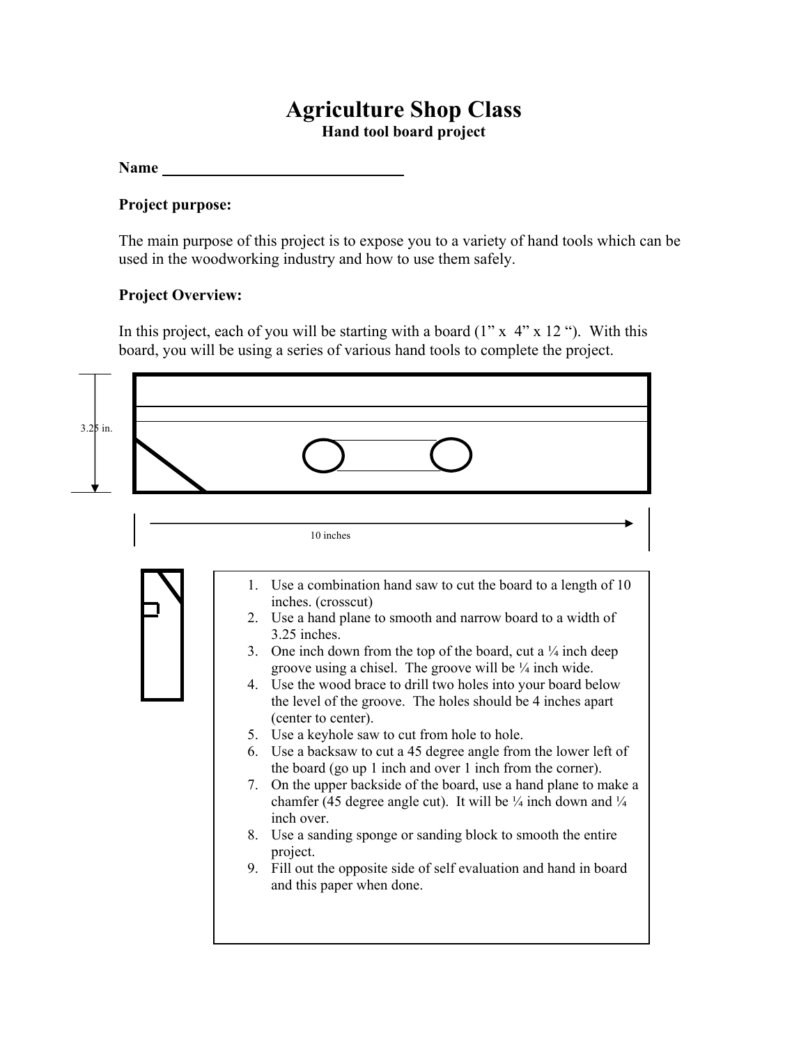# Agriculture Shop Class

### Hand tool board project

**Name** ______________________________

**Project purpose:**

The main purpose of this project is to expose you to a variety of hand tools which can be used in the woodworking industry and how to use them safely.

**Project Overview:**

In this project, each of you will be starting with a board (1" x 4" x 12 "). With this board, you will be using a series of various hand tools to complete the project.

3.25 in.

10 inches

1. Use a combination hand saw to cut the board to a length of 10 inches. (crosscut)
2. Use a hand plane to smooth and narrow board to a width of 3.25 inches.
3. One inch down from the top of the board, cut a ¼ inch deep groove using a chisel. The groove will be ¼ inch wide.
4. Use the wood brace to drill two holes into your board below the level of the groove. The holes should be 4 inches apart (center to center).
5. Use a keyhole saw to cut from hole to hole.
6. Use a backsaw to cut a 45 degree angle from the lower left of the board (go up 1 inch and over 1 inch from the corner).
7. On the upper backside of the board, use a hand plane to make a chamfer (45 degree angle cut). It will be ¼ inch down and ¼ inch over.
8. Use a sanding sponge or sanding block to smooth the entire project.
9. Fill out the opposite side of self evaluation and hand in board and this paper when done.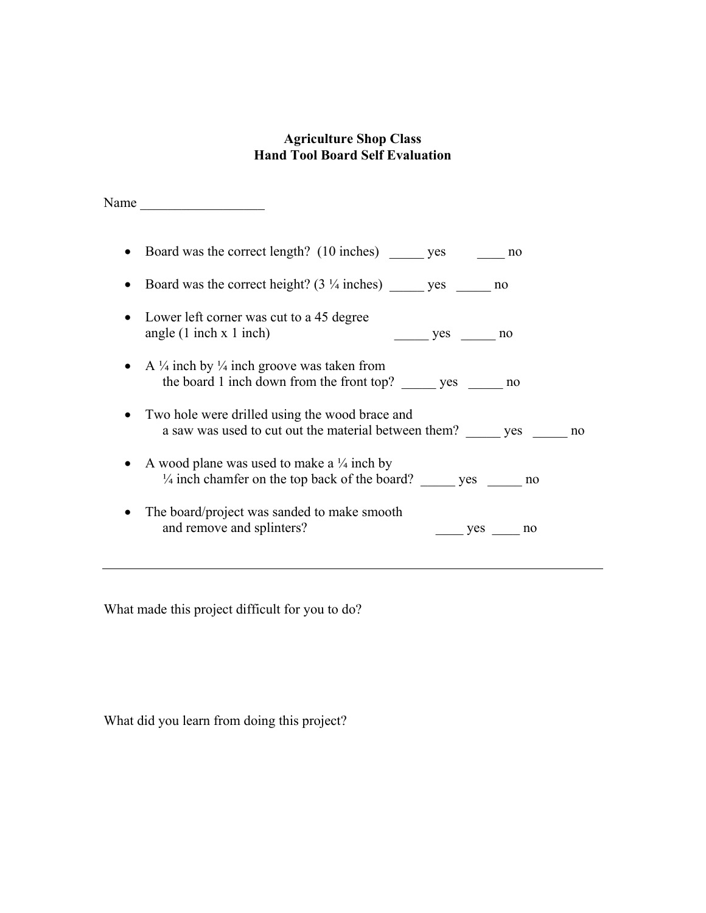## Agriculture Shop Class
## Hand Tool Board Self Evaluation

Name __________________

- Board was the correct length? (10 inches) _____ yes ____ no
- Board was the correct height? (3 ¼ inches) _____ yes _____ no
- Lower left corner was cut to a 45 degree angle (1 inch x 1 inch) _____ yes _____ no
- A ¼ inch by ¼ inch groove was taken from the board 1 inch down from the front top? _____ yes _____ no
- Two hole were drilled using the wood brace and a saw was used to cut out the material between them? _____ yes _____ no
- A wood plane was used to make a ¼ inch by ¼ inch chamfer on the top back of the board? _____ yes _____ no
- The board/project was sanded to make smooth and remove and splinters? ____ yes ____ no

---

What made this project difficult for you to do?

What did you learn from doing this project?